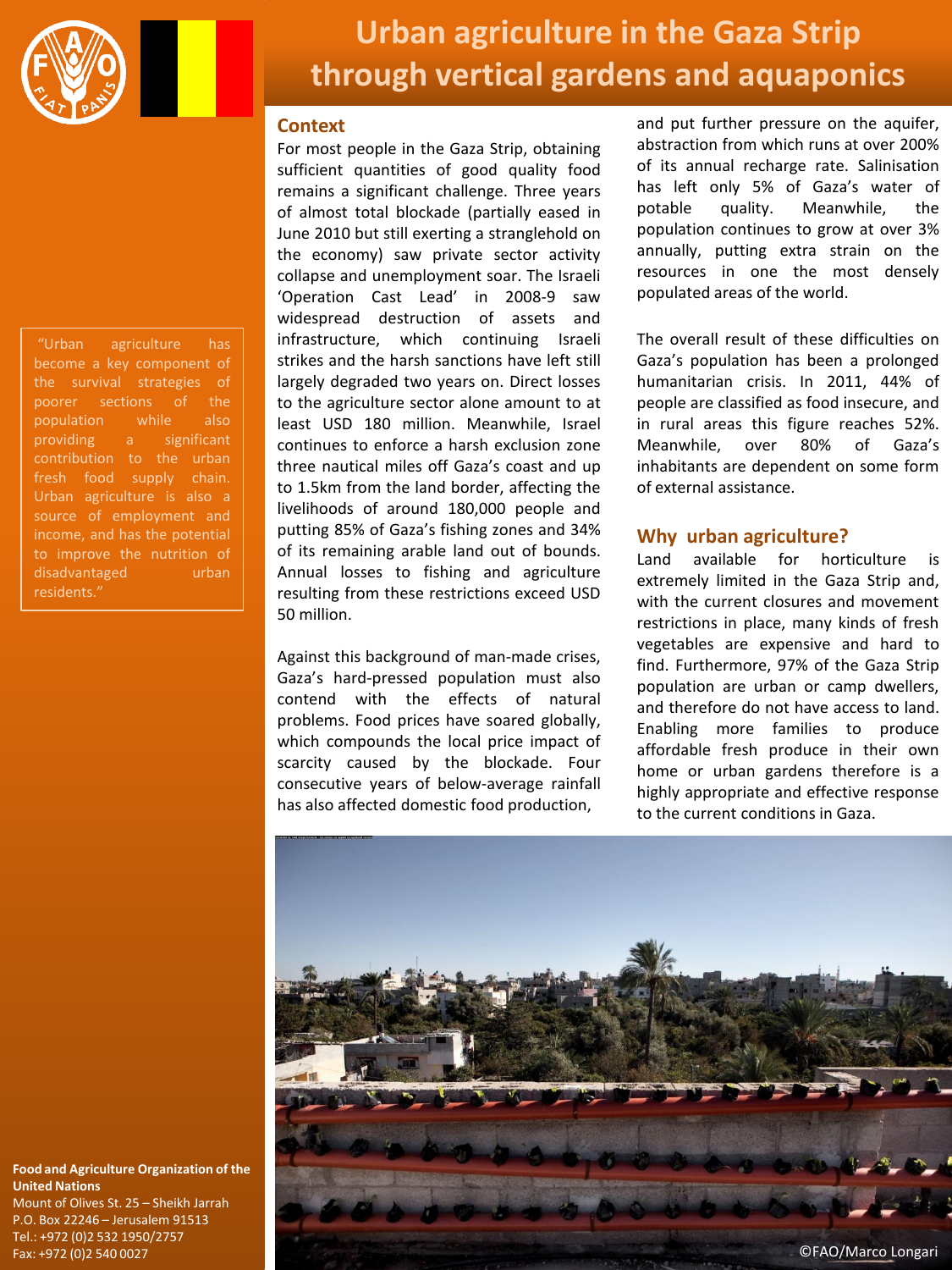# Urban agriculture in the Gaza Strip through vertical gardens and aquaponics

> "Urban agriculture has become a key component of the survival strategies of poorer sections of the population while also providing a significant contribution to the urban fresh food supply chain. Urban agriculture is also a source of employment and income, and has the potential to improve the nutrition of disadvantaged urban residents."

## Context

For most people in the Gaza Strip, obtaining sufficient quantities of good quality food remains a significant challenge. Three years of almost total blockade (partially eased in June 2010 but still exerting a stranglehold on the economy) saw private sector activity collapse and unemployment soar. The Israeli 'Operation Cast Lead' in 2008-9 saw widespread destruction of assets and infrastructure, which continuing Israeli strikes and the harsh sanctions have left still largely degraded two years on. Direct losses to the agriculture sector alone amount to at least USD 180 million. Meanwhile, Israel continues to enforce a harsh exclusion zone three nautical miles off Gaza's coast and up to 1.5km from the land border, affecting the livelihoods of around 180,000 people and putting 85% of Gaza's fishing zones and 34% of its remaining arable land out of bounds. Annual losses to fishing and agriculture resulting from these restrictions exceed USD 50 million.

Against this background of man-made crises, Gaza's hard-pressed population must also contend with the effects of natural problems. Food prices have soared globally, which compounds the local price impact of scarcity caused by the blockade. Four consecutive years of below-average rainfall has also affected domestic food production, and put further pressure on the aquifer, abstraction from which runs at over 200% of its annual recharge rate. Salinisation has left only 5% of Gaza's water of potable quality. Meanwhile, the population continues to grow at over 3% annually, putting extra strain on the resources in one the most densely populated areas of the world.

The overall result of these difficulties on Gaza's population has been a prolonged humanitarian crisis. In 2011, 44% of people are classified as food insecure, and in rural areas this figure reaches 52%. Meanwhile, over 80% of Gaza's inhabitants are dependent on some form of external assistance.

## Why urban agriculture?

Land available for horticulture is extremely limited in the Gaza Strip and, with the current closures and movement restrictions in place, many kinds of fresh vegetables are expensive and hard to find. Furthermore, 97% of the Gaza Strip population are urban or camp dwellers, and therefore do not have access to land. Enabling more families to produce affordable fresh produce in their own home or urban gardens therefore is a highly appropriate and effective response to the current conditions in Gaza.

©FAO/Marco Longari

**Food and Agriculture Organization of the United Nations**
Mount of Olives St. 25 – Sheikh Jarrah
P.O. Box 22246 – Jerusalem 91513
Tel.: +972 (0)2 532 1950/2757
Fax: +972 (0)2 540 0027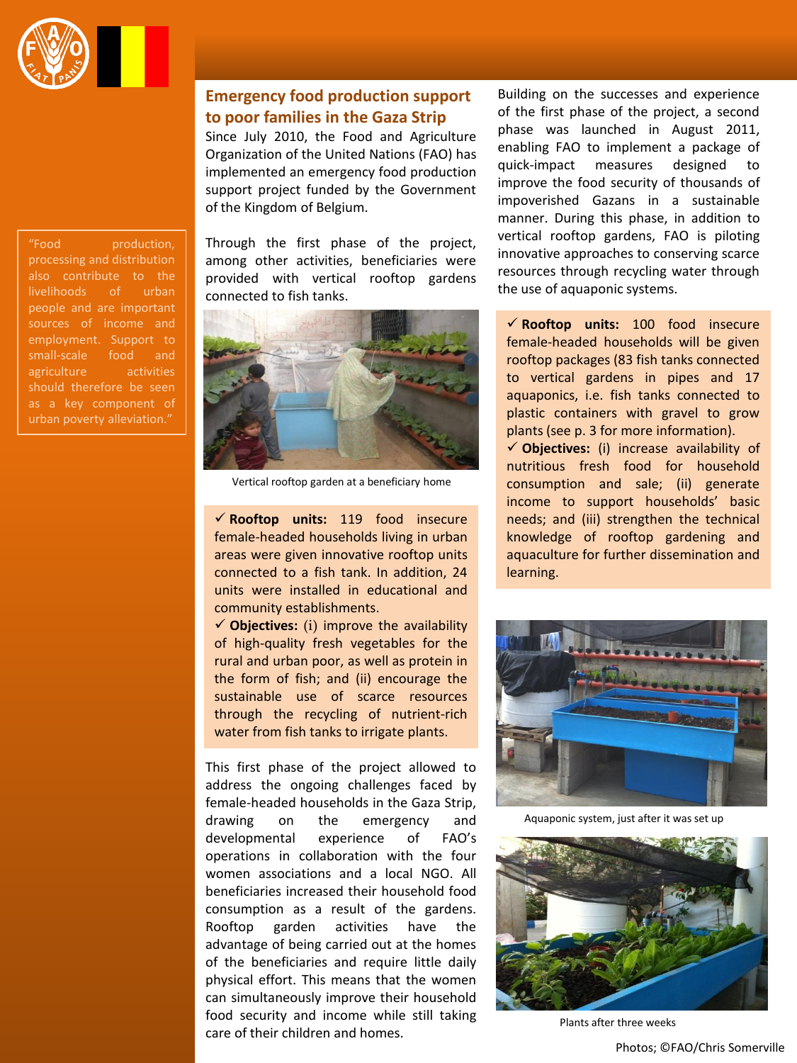"Food production, processing and distribution also contribute to the livelihoods of urban people and are important sources of income and employment. Support to small-scale food and agriculture activities should therefore be seen as a key component of urban poverty alleviation."

## Emergency food production support to poor families in the Gaza Strip

Since July 2010, the Food and Agriculture Organization of the United Nations (FAO) has implemented an emergency food production support project funded by the Government of the Kingdom of Belgium.

Through the first phase of the project, among other activities, beneficiaries were provided with vertical rooftop gardens connected to fish tanks.

Vertical rooftop garden at a beneficiary home

✓ **Rooftop units:** 119 food insecure female-headed households living in urban areas were given innovative rooftop units connected to a fish tank. In addition, 24 units were installed in educational and community establishments.

✓ **Objectives:** (i) improve the availability of high-quality fresh vegetables for the rural and urban poor, as well as protein in the form of fish; and (ii) encourage the sustainable use of scarce resources through the recycling of nutrient-rich water from fish tanks to irrigate plants.

This first phase of the project allowed to address the ongoing challenges faced by female-headed households in the Gaza Strip, drawing on the emergency and developmental experience of FAO's operations in collaboration with the four women associations and a local NGO. All beneficiaries increased their household food consumption as a result of the gardens. Rooftop garden activities have the advantage of being carried out at the homes of the beneficiaries and require little daily physical effort. This means that the women can simultaneously improve their household food security and income while still taking care of their children and homes.

Building on the successes and experience of the first phase of the project, a second phase was launched in August 2011, enabling FAO to implement a package of quick-impact measures designed to improve the food security of thousands of impoverished Gazans in a sustainable manner. During this phase, in addition to vertical rooftop gardens, FAO is piloting innovative approaches to conserving scarce resources through recycling water through the use of aquaponic systems.

✓ **Rooftop units:** 100 food insecure female-headed households will be given rooftop packages (83 fish tanks connected to vertical gardens in pipes and 17 aquaponics, i.e. fish tanks connected to plastic containers with gravel to grow plants (see p. 3 for more information).

✓ **Objectives:** (i) increase availability of nutritious fresh food for household consumption and sale; (ii) generate income to support households' basic needs; and (iii) strengthen the technical knowledge of rooftop gardening and aquaculture for further dissemination and learning.

Aquaponic system, just after it was set up

Plants after three weeks

Photos; ©FAO/Chris Somerville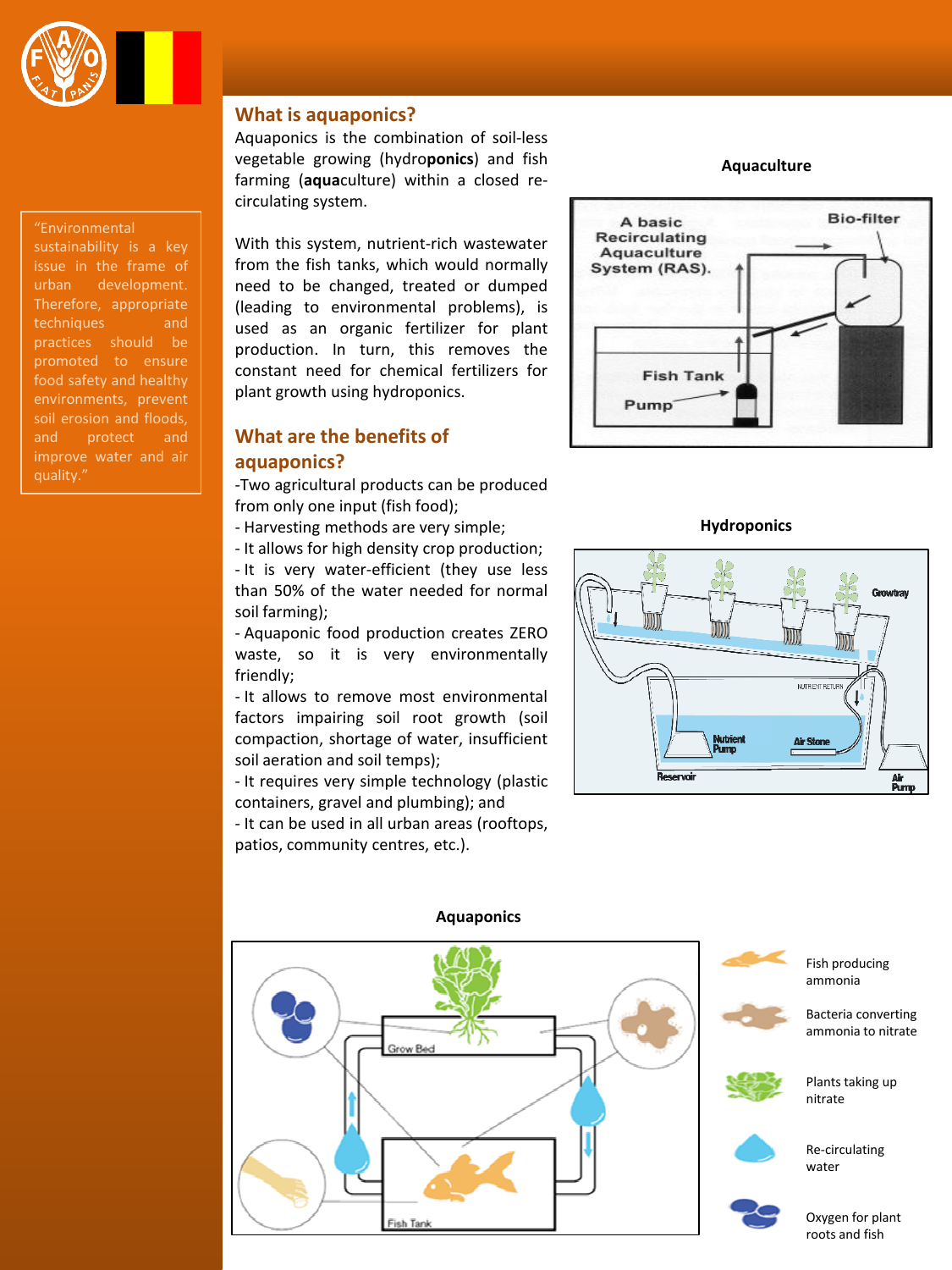> "Environmental sustainability is a key issue in the frame of urban development. Therefore, appropriate techniques and practices should be promoted to ensure food safety and healthy environments, prevent soil erosion and floods, and protect and improve water and air quality."

## What is aquaponics?

Aquaponics is the combination of soil-less vegetable growing (hydro**ponics**) and fish farming (**aqua**culture) within a closed re-circulating system.

With this system, nutrient-rich wastewater from the fish tanks, which would normally need to be changed, treated or dumped (leading to environmental problems), is used as an organic fertilizer for plant production. In turn, this removes the constant need for chemical fertilizers for plant growth using hydroponics.

## What are the benefits of aquaponics?

-Two agricultural products can be produced from only one input (fish food);
- Harvesting methods are very simple;
- It allows for high density crop production;
- It is very water-efficient (they use less than 50% of the water needed for normal soil farming);
- Aquaponic food production creates ZERO waste, so it is very environmentally friendly;
- It allows to remove most environmental factors impairing soil root growth (soil compaction, shortage of water, insufficient soil aeration and soil temps);
- It requires very simple technology (plastic containers, gravel and plumbing); and
- It can be used in all urban areas (rooftops, patios, community centres, etc.).

**Aquaculture**

A basic Recirculating Aquaculture System (RAS).
Bio-filter
Fish Tank
Pump

**Hydroponics**

Growtray
NUTRIENT RETURN
Nutrient Pump
Air Stone
Reservoir
Air Pump

**Aquaponics**

Grow Bed
Fish Tank

Fish producing ammonia

Bacteria converting ammonia to nitrate

Plants taking up nitrate

Re-circulating water

Oxygen for plant roots and fish